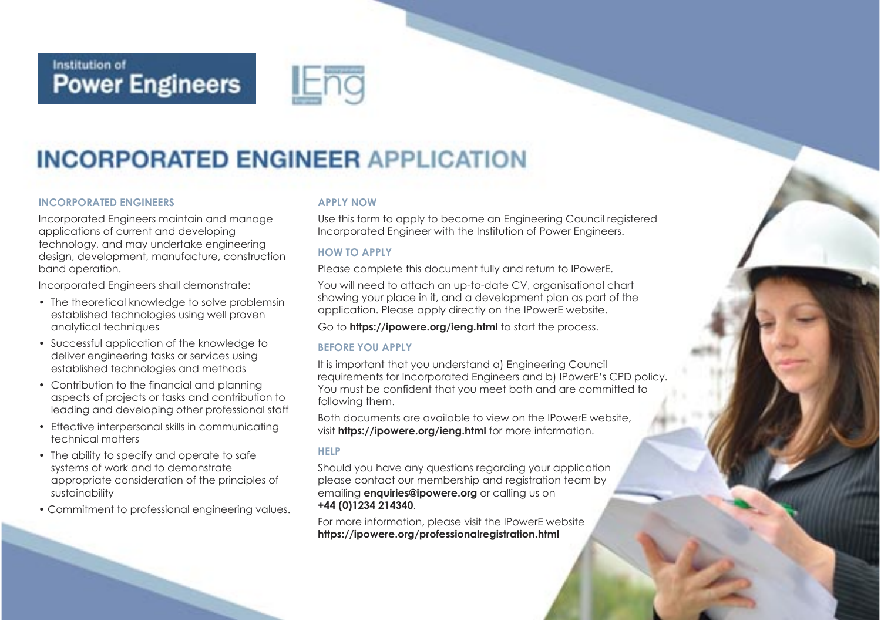Institution of
**Power Engineers**

IEng

# INCORPORATED ENGINEER APPLICATION

## INCORPORATED ENGINEERS

Incorporated Engineers maintain and manage applications of current and developing technology, and may undertake engineering design, development, manufacture, construction band operation.

Incorporated Engineers shall demonstrate:

- The theoretical knowledge to solve problemsin established technologies using well proven analytical techniques
- Successful application of the knowledge to deliver engineering tasks or services using established technologies and methods
- Contribution to the financial and planning aspects of projects or tasks and contribution to leading and developing other professional staff
- Effective interpersonal skills in communicating technical matters
- The ability to specify and operate to safe systems of work and to demonstrate appropriate consideration of the principles of sustainability
- Commitment to professional engineering values.

## APPLY NOW

Use this form to apply to become an Engineering Council registered Incorporated Engineer with the Institution of Power Engineers.

## HOW TO APPLY

Please complete this document fully and return to IPowerE.

You will need to attach an up-to-date CV, organisational chart showing your place in it, and a development plan as part of the application. Please apply directly on the IPowerE website.

Go to **https://ipowere.org/ieng.html** to start the process.

## BEFORE YOU APPLY

It is important that you understand a) Engineering Council requirements for Incorporated Engineers and b) IPowerE's CPD policy. You must be confident that you meet both and are committed to following them.

Both documents are available to view on the IPowerE website, visit **https://ipowere.org/ieng.html** for more information.

## HELP

Should you have any questions regarding your application please contact our membership and registration team by emailing **enquiries@ipowere.org** or calling us on **+44 (0)1234 214340**.

For more information, please visit the IPowerE website **https://ipowere.org/professionalregistration.html**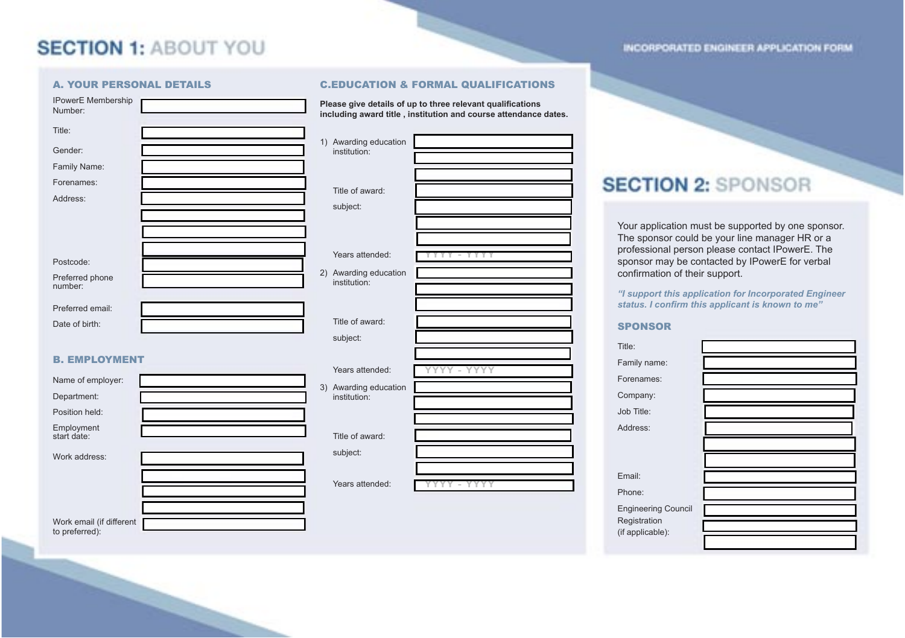# SECTION 1: ABOUT YOU

## A. YOUR PERSONAL DETAILS

IPowerE Membership Number:

Title:

Gender:

Family Name:

Forenames:

Address:

Postcode:

Preferred phone number:

Preferred email:

Date of birth:

## B. EMPLOYMENT

Name of employer:

Department:

Position held:

Employment start date:

Work address:

Work email (if different to preferred):

## C.EDUCATION & FORMAL QUALIFICATIONS

**Please give details of up to three relevant qualifications including award title , institution and course attendance dates.**

1) Awarding education institution:

   Title of award:

   subject:

   Years attended: YYYY - YYYY

2) Awarding education institution:

   Title of award:

   subject:

   Years attended: YYYY - YYYY

3) Awarding education institution:

   Title of award:

   subject:

   Years attended: YYYY - YYYY

# SECTION 2: SPONSOR

Your application must be supported by one sponsor. The sponsor could be your line manager HR or a professional person please contact IPowerE. The sponsor may be contacted by IPowerE for verbal confirmation of their support.

***"I support this application for Incorporated Engineer status. I confirm this applicant is known to me"***

## SPONSOR

Title:

Family name:

Forenames:

Company:

Job Title:

Address:

Email:

Phone:

Engineering Council Registration (if applicable):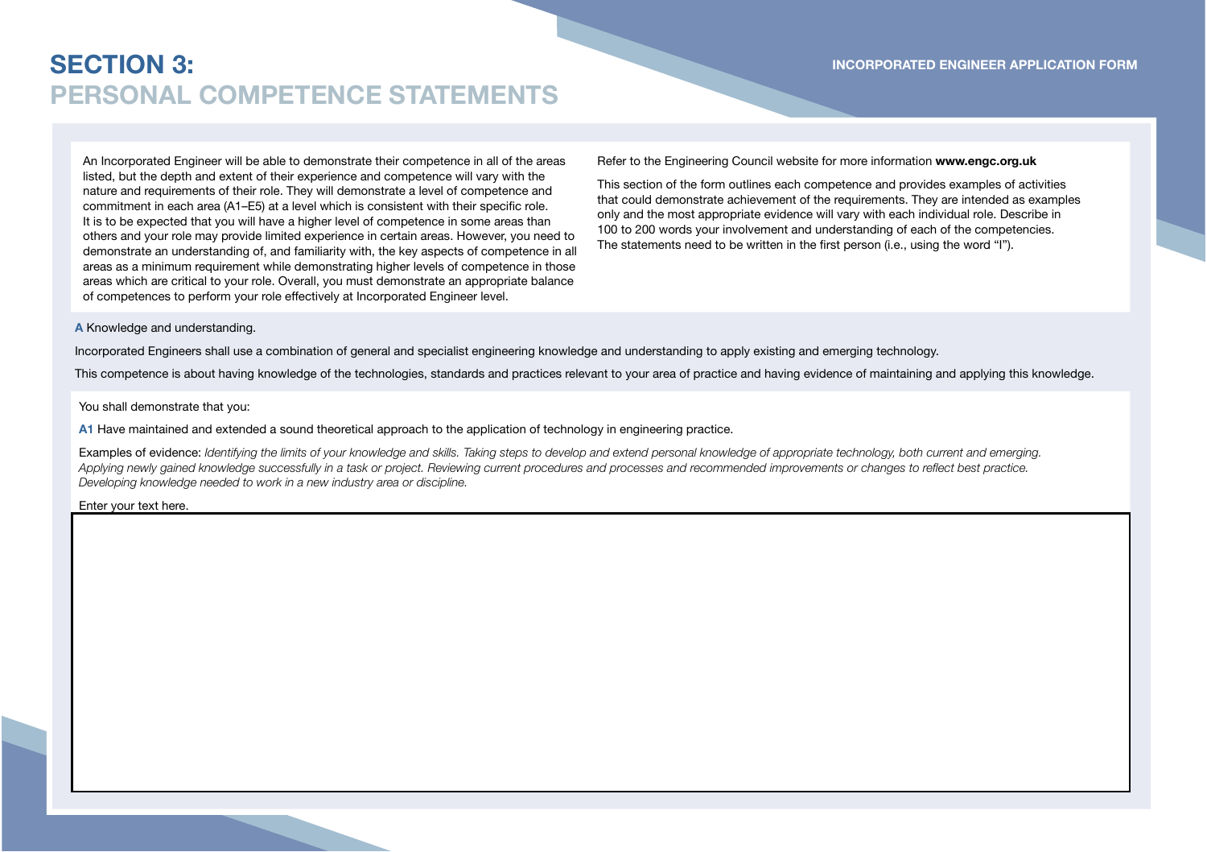# SECTION 3:
# PERSONAL COMPETENCE STATEMENTS

An Incorporated Engineer will be able to demonstrate their competence in all of the areas listed, but the depth and extent of their experience and competence will vary with the nature and requirements of their role. They will demonstrate a level of competence and commitment in each area (A1–E5) at a level which is consistent with their specific role. It is to be expected that you will have a higher level of competence in some areas than others and your role may provide limited experience in certain areas. However, you need to demonstrate an understanding of, and familiarity with, the key aspects of competence in all areas as a minimum requirement while demonstrating higher levels of competence in those areas which are critical to your role. Overall, you must demonstrate an appropriate balance of competences to perform your role effectively at Incorporated Engineer level.

Refer to the Engineering Council website for more information **www.engc.org.uk**

This section of the form outlines each competence and provides examples of activities that could demonstrate achievement of the requirements. They are intended as examples only and the most appropriate evidence will vary with each individual role. Describe in 100 to 200 words your involvement and understanding of each of the competencies. The statements need to be written in the first person (i.e., using the word "I").

**A** Knowledge and understanding.

Incorporated Engineers shall use a combination of general and specialist engineering knowledge and understanding to apply existing and emerging technology.

This competence is about having knowledge of the technologies, standards and practices relevant to your area of practice and having evidence of maintaining and applying this knowledge.

You shall demonstrate that you:

**A1** Have maintained and extended a sound theoretical approach to the application of technology in engineering practice.

Examples of evidence: *Identifying the limits of your knowledge and skills. Taking steps to develop and extend personal knowledge of appropriate technology, both current and emerging. Applying newly gained knowledge successfully in a task or project. Reviewing current procedures and processes and recommended improvements or changes to reflect best practice. Developing knowledge needed to work in a new industry area or discipline.*

Enter your text here.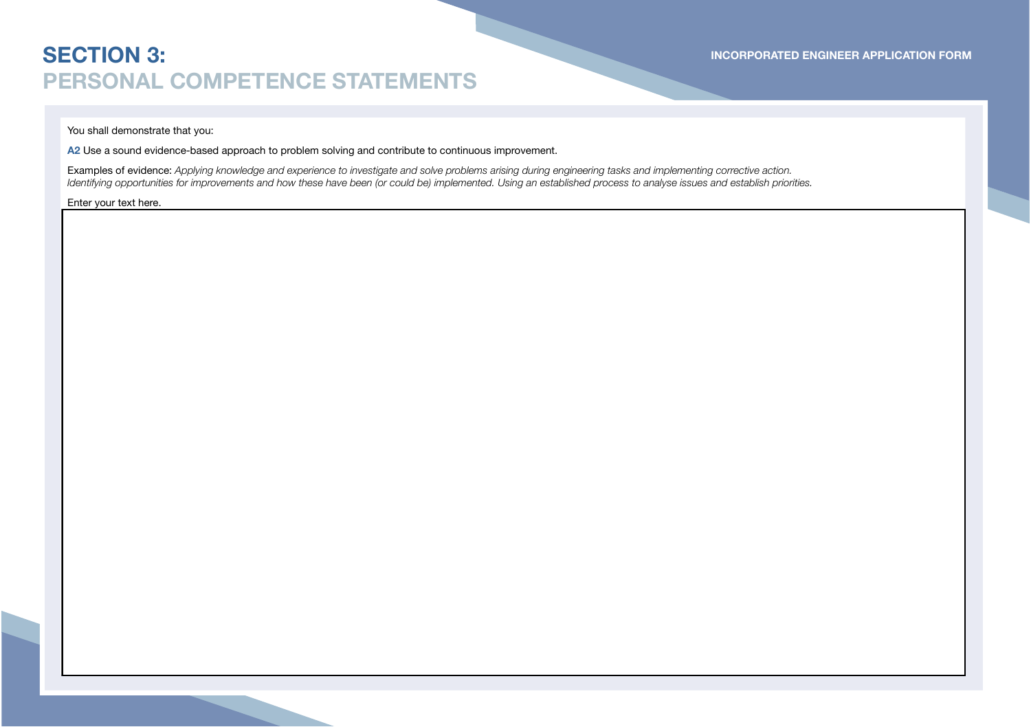# SECTION 3:
## PERSONAL COMPETENCE STATEMENTS

You shall demonstrate that you:

**A2** Use a sound evidence-based approach to problem solving and contribute to continuous improvement.

Examples of evidence: *Applying knowledge and experience to investigate and solve problems arising during engineering tasks and implementing corrective action. Identifying opportunities for improvements and how these have been (or could be) implemented. Using an established process to analyse issues and establish priorities.*

Enter your text here.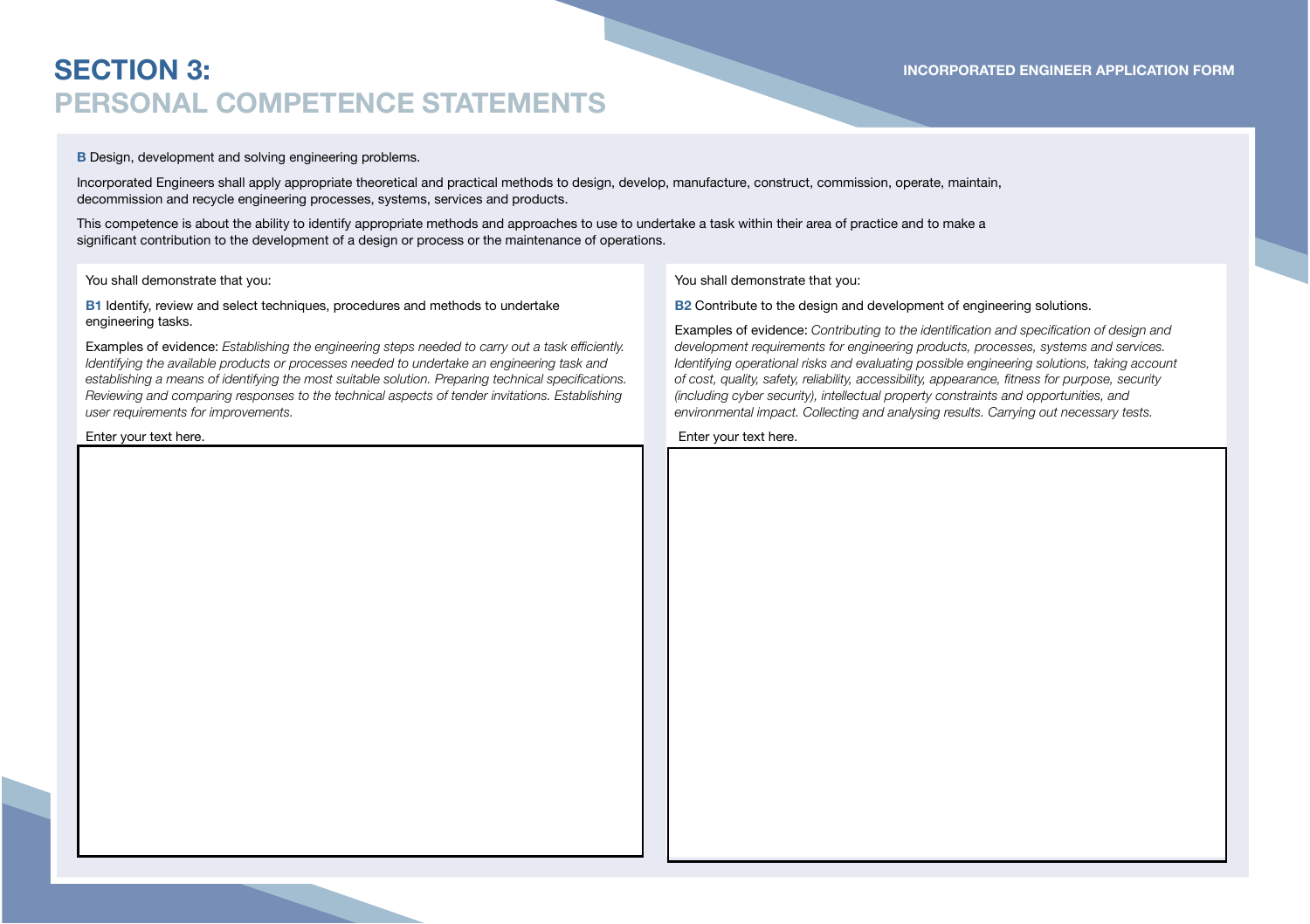# SECTION 3:
## PERSONAL COMPETENCE STATEMENTS

**B** Design, development and solving engineering problems.

Incorporated Engineers shall apply appropriate theoretical and practical methods to design, develop, manufacture, construct, commission, operate, maintain, decommission and recycle engineering processes, systems, services and products.

This competence is about the ability to identify appropriate methods and approaches to use to undertake a task within their area of practice and to make a significant contribution to the development of a design or process or the maintenance of operations.

You shall demonstrate that you:

**B1** Identify, review and select techniques, procedures and methods to undertake engineering tasks.

Examples of evidence: *Establishing the engineering steps needed to carry out a task efficiently. Identifying the available products or processes needed to undertake an engineering task and establishing a means of identifying the most suitable solution. Preparing technical specifications. Reviewing and comparing responses to the technical aspects of tender invitations. Establishing user requirements for improvements.*

Enter your text here.

You shall demonstrate that you:

**B2** Contribute to the design and development of engineering solutions.

Examples of evidence: *Contributing to the identification and specification of design and development requirements for engineering products, processes, systems and services. Identifying operational risks and evaluating possible engineering solutions, taking account of cost, quality, safety, reliability, accessibility, appearance, fitness for purpose, security (including cyber security), intellectual property constraints and opportunities, and environmental impact. Collecting and analysing results. Carrying out necessary tests.*

Enter your text here.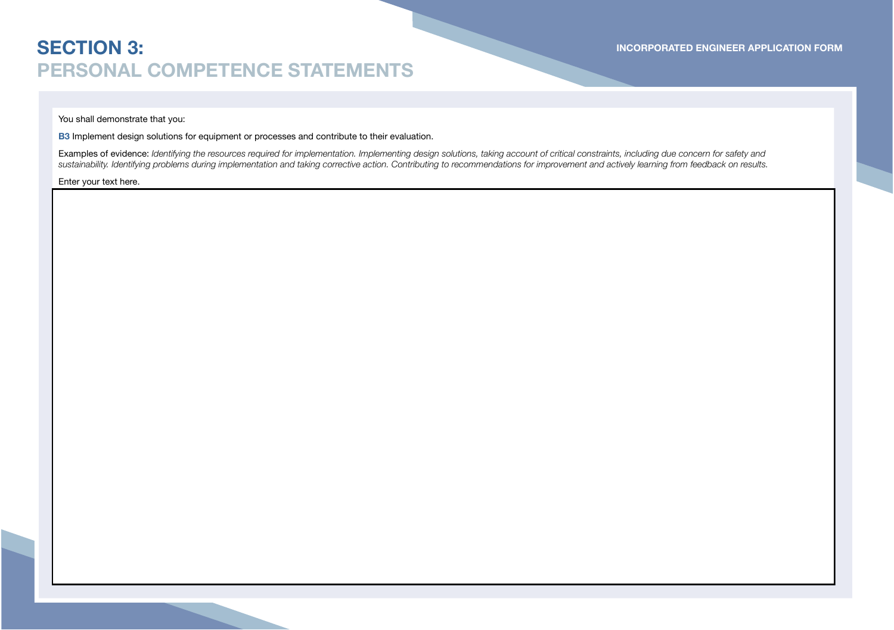# SECTION 3:
## PERSONAL COMPETENCE STATEMENTS

You shall demonstrate that you:

**B3** Implement design solutions for equipment or processes and contribute to their evaluation.

Examples of evidence: *Identifying the resources required for implementation. Implementing design solutions, taking account of critical constraints, including due concern for safety and sustainability. Identifying problems during implementation and taking corrective action. Contributing to recommendations for improvement and actively learning from feedback on results.*

Enter your text here.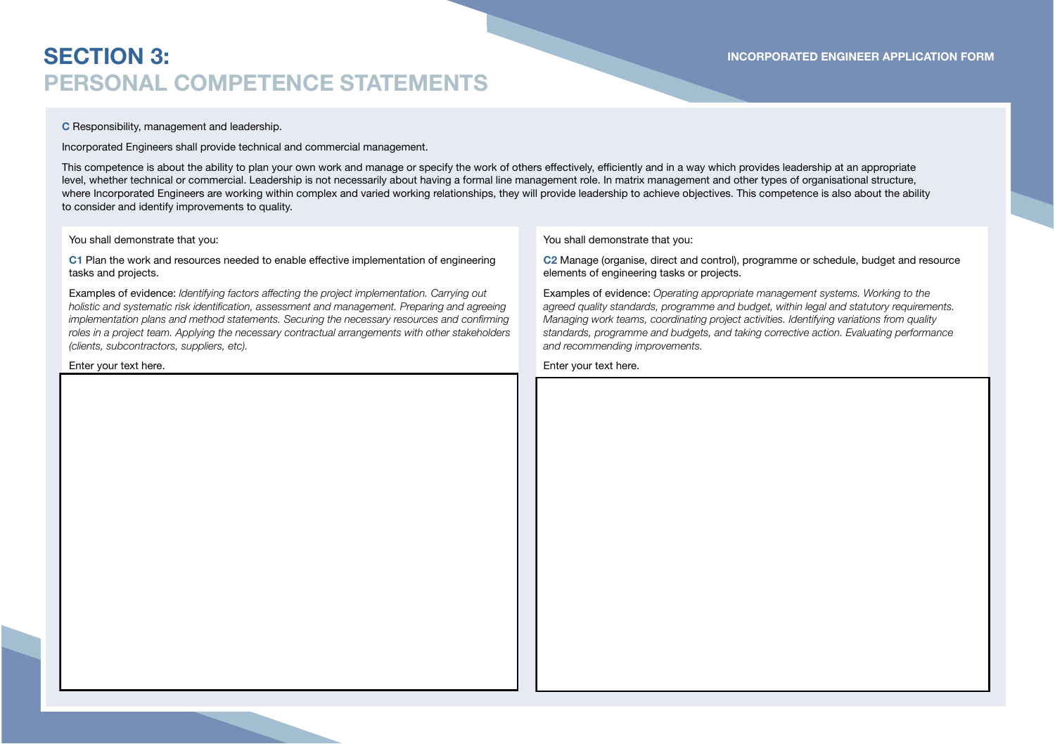# SECTION 3: PERSONAL COMPETENCE STATEMENTS

**C** Responsibility, management and leadership.

Incorporated Engineers shall provide technical and commercial management.

This competence is about the ability to plan your own work and manage or specify the work of others effectively, efficiently and in a way which provides leadership at an appropriate level, whether technical or commercial. Leadership is not necessarily about having a formal line management role. In matrix management and other types of organisational structure, where Incorporated Engineers are working within complex and varied working relationships, they will provide leadership to achieve objectives. This competence is also about the ability to consider and identify improvements to quality.

You shall demonstrate that you:

**C1** Plan the work and resources needed to enable effective implementation of engineering tasks and projects.

Examples of evidence: *Identifying factors affecting the project implementation. Carrying out holistic and systematic risk identification, assessment and management. Preparing and agreeing implementation plans and method statements. Securing the necessary resources and confirming roles in a project team. Applying the necessary contractual arrangements with other stakeholders (clients, subcontractors, suppliers, etc).*

Enter your text here.

You shall demonstrate that you:

**C2** Manage (organise, direct and control), programme or schedule, budget and resource elements of engineering tasks or projects.

Examples of evidence: *Operating appropriate management systems. Working to the agreed quality standards, programme and budget, within legal and statutory requirements. Managing work teams, coordinating project activities. Identifying variations from quality standards, programme and budgets, and taking corrective action. Evaluating performance and recommending improvements.*

Enter your text here.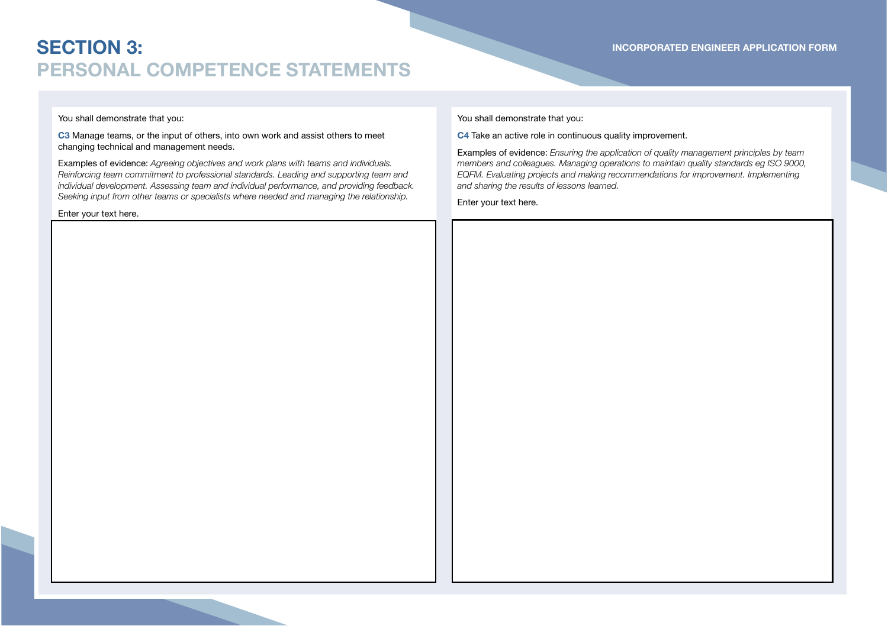# SECTION 3:
## PERSONAL COMPETENCE STATEMENTS

You shall demonstrate that you:

**C3** Manage teams, or the input of others, into own work and assist others to meet changing technical and management needs.

Examples of evidence: *Agreeing objectives and work plans with teams and individuals. Reinforcing team commitment to professional standards. Leading and supporting team and individual development. Assessing team and individual performance, and providing feedback. Seeking input from other teams or specialists where needed and managing the relationship.*

Enter your text here.

You shall demonstrate that you:

**C4** Take an active role in continuous quality improvement.

Examples of evidence: *Ensuring the application of quality management principles by team members and colleagues. Managing operations to maintain quality standards eg ISO 9000, EQFM. Evaluating projects and making recommendations for improvement. Implementing and sharing the results of lessons learned.*

Enter your text here.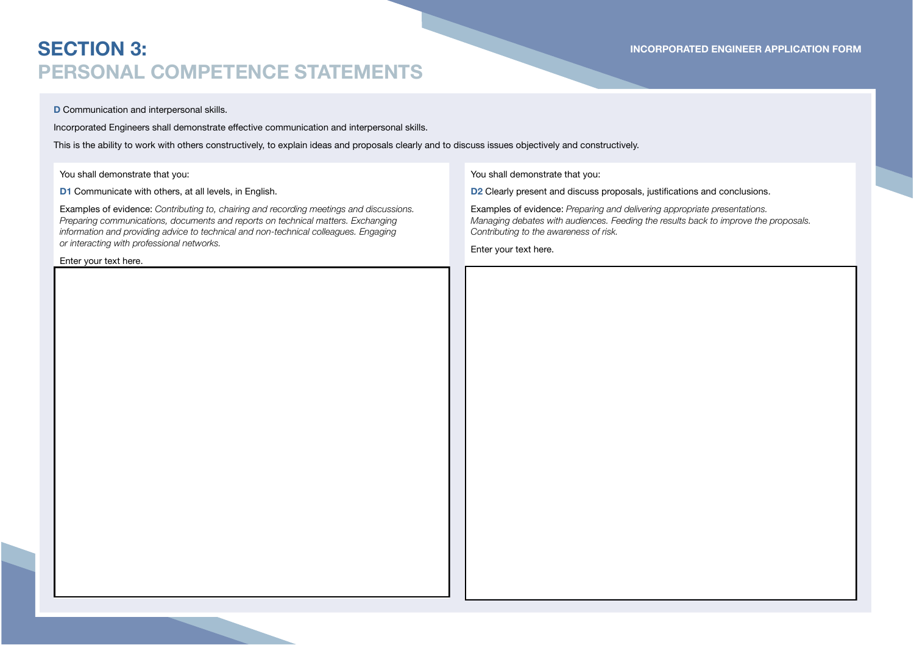# SECTION 3:
# PERSONAL COMPETENCE STATEMENTS

**D** Communication and interpersonal skills.

Incorporated Engineers shall demonstrate effective communication and interpersonal skills.

This is the ability to work with others constructively, to explain ideas and proposals clearly and to discuss issues objectively and constructively.

You shall demonstrate that you:

**D1** Communicate with others, at all levels, in English.

Examples of evidence: *Contributing to, chairing and recording meetings and discussions. Preparing communications, documents and reports on technical matters. Exchanging information and providing advice to technical and non-technical colleagues. Engaging or interacting with professional networks.*

Enter your text here.

You shall demonstrate that you:

**D2** Clearly present and discuss proposals, justifications and conclusions.

Examples of evidence: *Preparing and delivering appropriate presentations. Managing debates with audiences. Feeding the results back to improve the proposals. Contributing to the awareness of risk.*

Enter your text here.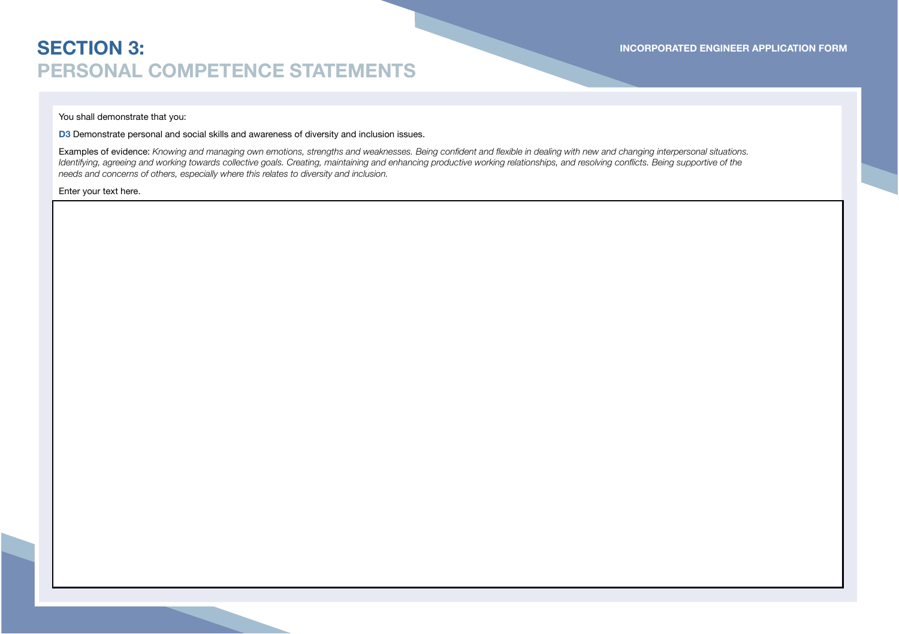# SECTION 3:
## PERSONAL COMPETENCE STATEMENTS

You shall demonstrate that you:

**D3** Demonstrate personal and social skills and awareness of diversity and inclusion issues.

Examples of evidence: *Knowing and managing own emotions, strengths and weaknesses. Being confident and flexible in dealing with new and changing interpersonal situations. Identifying, agreeing and working towards collective goals. Creating, maintaining and enhancing productive working relationships, and resolving conflicts. Being supportive of the needs and concerns of others, especially where this relates to diversity and inclusion.*

Enter your text here.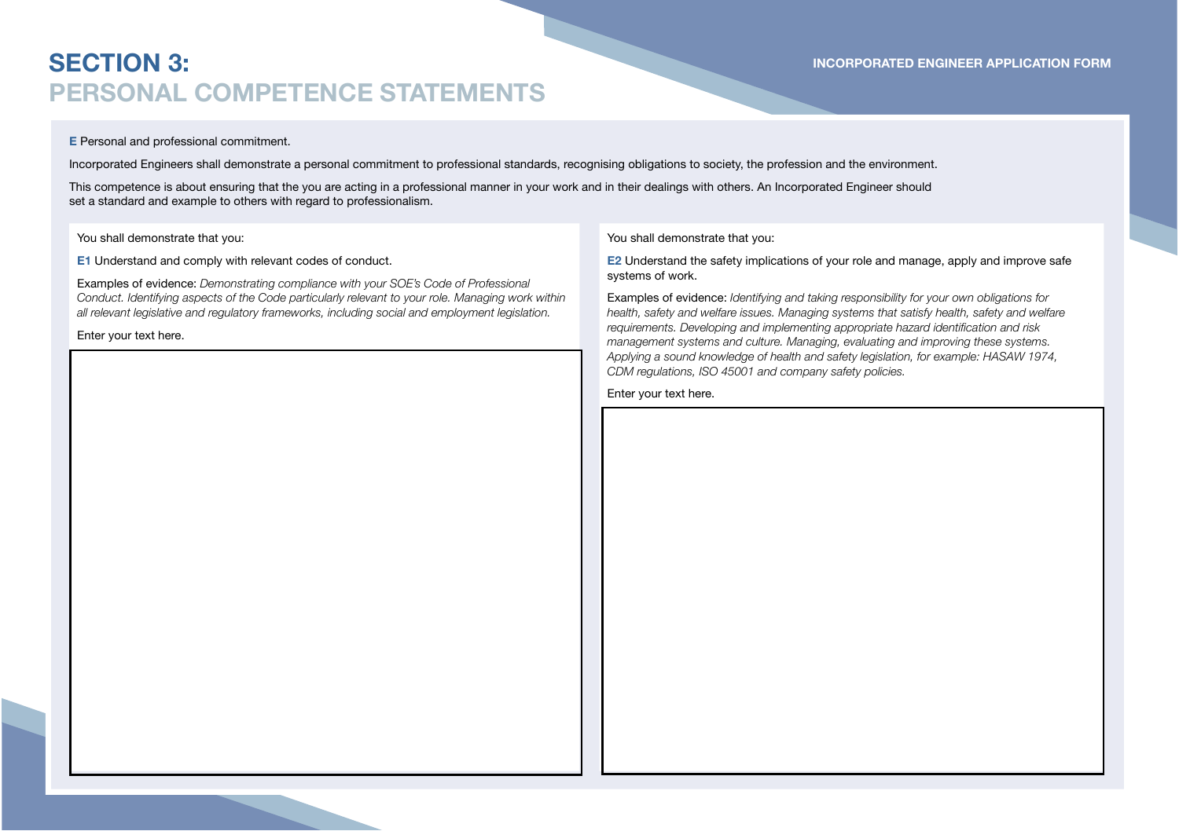# SECTION 3:
## PERSONAL COMPETENCE STATEMENTS

**E** Personal and professional commitment.

Incorporated Engineers shall demonstrate a personal commitment to professional standards, recognising obligations to society, the profession and the environment.

This competence is about ensuring that the you are acting in a professional manner in your work and in their dealings with others. An Incorporated Engineer should set a standard and example to others with regard to professionalism.

You shall demonstrate that you:

**E1** Understand and comply with relevant codes of conduct.

Examples of evidence: *Demonstrating compliance with your SOE's Code of Professional Conduct. Identifying aspects of the Code particularly relevant to your role. Managing work within all relevant legislative and regulatory frameworks, including social and employment legislation.*

Enter your text here.

You shall demonstrate that you:

**E2** Understand the safety implications of your role and manage, apply and improve safe systems of work.

Examples of evidence: *Identifying and taking responsibility for your own obligations for health, safety and welfare issues. Managing systems that satisfy health, safety and welfare requirements. Developing and implementing appropriate hazard identification and risk management systems and culture. Managing, evaluating and improving these systems. Applying a sound knowledge of health and safety legislation, for example: HASAW 1974, CDM regulations, ISO 45001 and company safety policies.*

Enter your text here.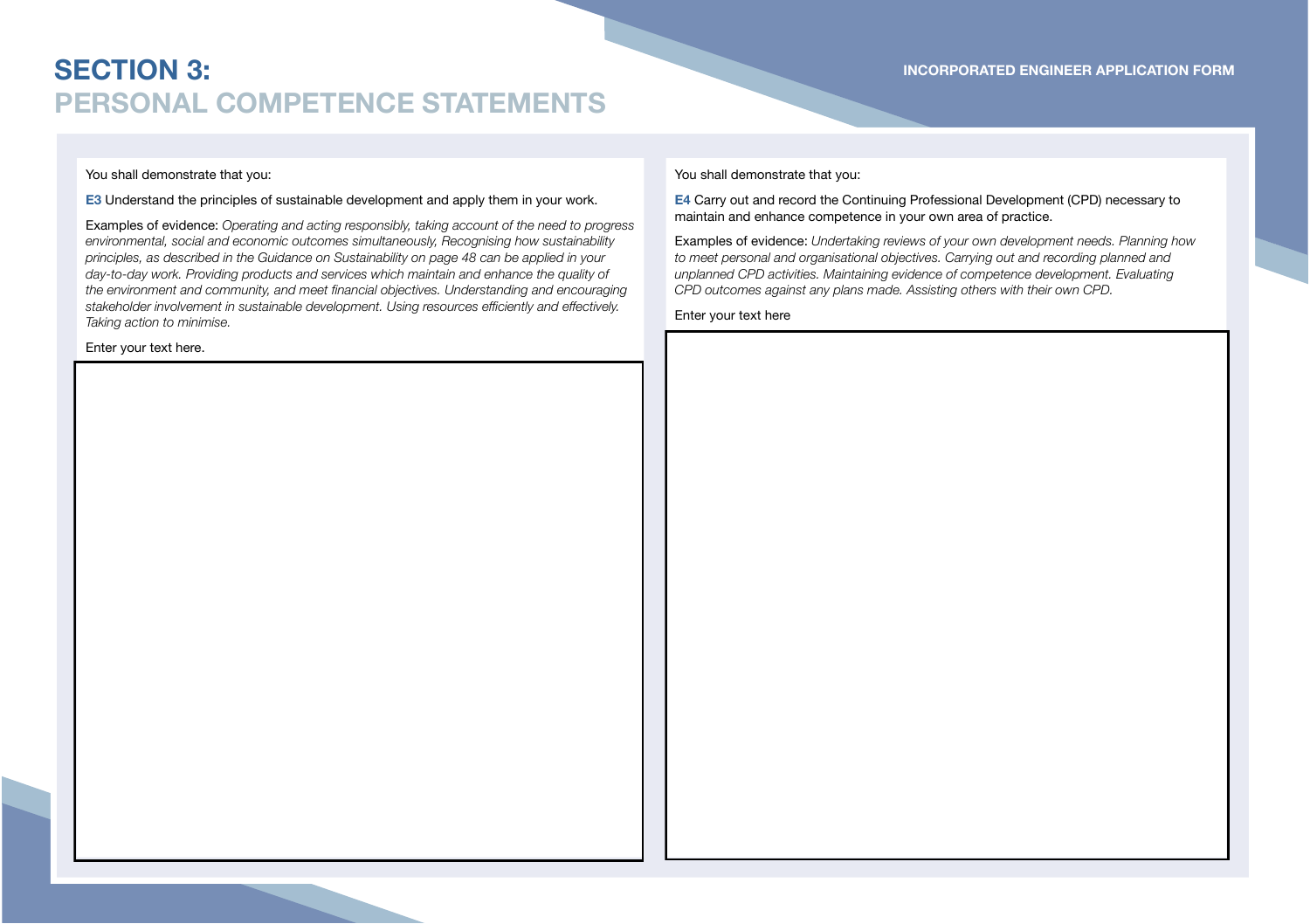# SECTION 3:
# PERSONAL COMPETENCE STATEMENTS

You shall demonstrate that you:

**E3** Understand the principles of sustainable development and apply them in your work.

Examples of evidence: *Operating and acting responsibly, taking account of the need to progress environmental, social and economic outcomes simultaneously, Recognising how sustainability principles, as described in the Guidance on Sustainability on page 48 can be applied in your day-to-day work. Providing products and services which maintain and enhance the quality of the environment and community, and meet financial objectives. Understanding and encouraging stakeholder involvement in sustainable development. Using resources efficiently and effectively. Taking action to minimise.*

Enter your text here.

You shall demonstrate that you:

**E4** Carry out and record the Continuing Professional Development (CPD) necessary to maintain and enhance competence in your own area of practice.

Examples of evidence: *Undertaking reviews of your own development needs. Planning how to meet personal and organisational objectives. Carrying out and recording planned and unplanned CPD activities. Maintaining evidence of competence development. Evaluating CPD outcomes against any plans made. Assisting others with their own CPD.*

Enter your text here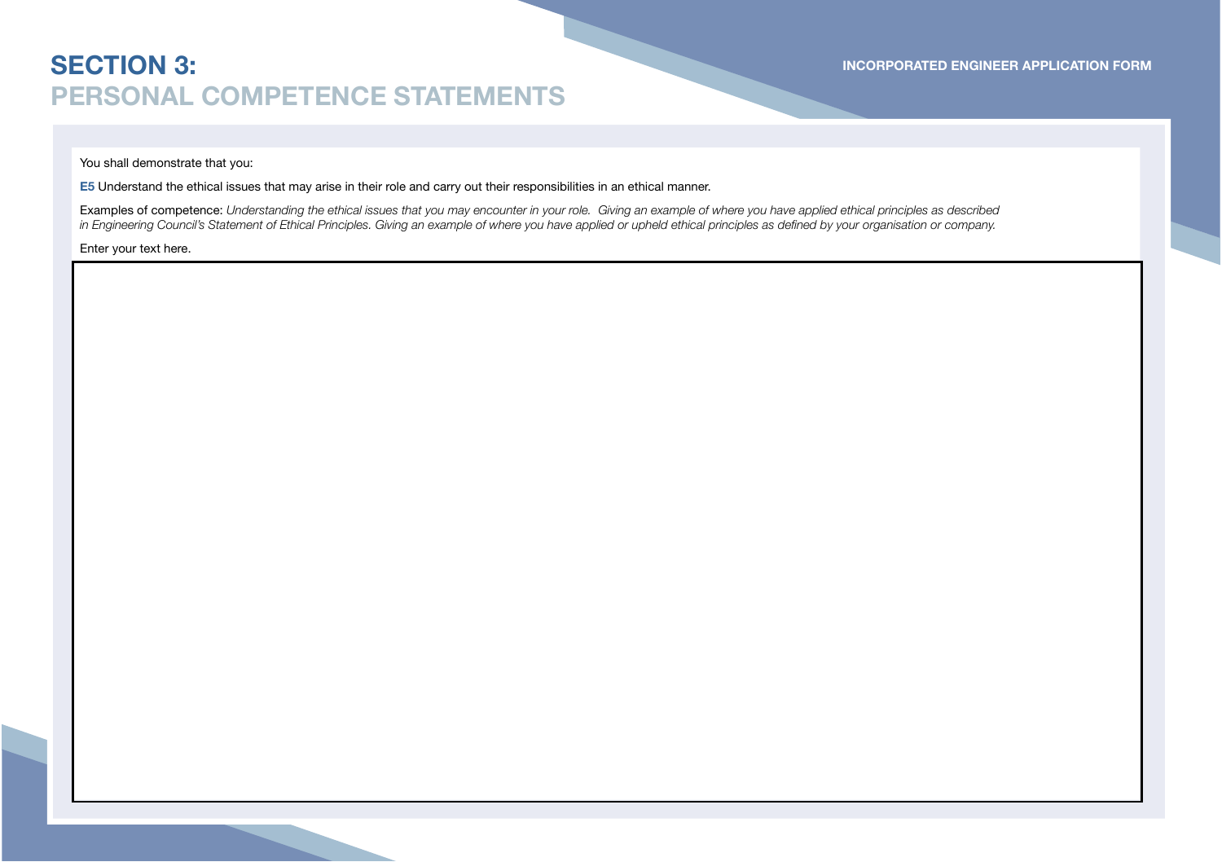# SECTION 3:
## PERSONAL COMPETENCE STATEMENTS

You shall demonstrate that you:

**E5** Understand the ethical issues that may arise in their role and carry out their responsibilities in an ethical manner.

Examples of competence: *Understanding the ethical issues that you may encounter in your role. Giving an example of where you have applied ethical principles as described in Engineering Council's Statement of Ethical Principles. Giving an example of where you have applied or upheld ethical principles as defined by your organisation or company.*

Enter your text here.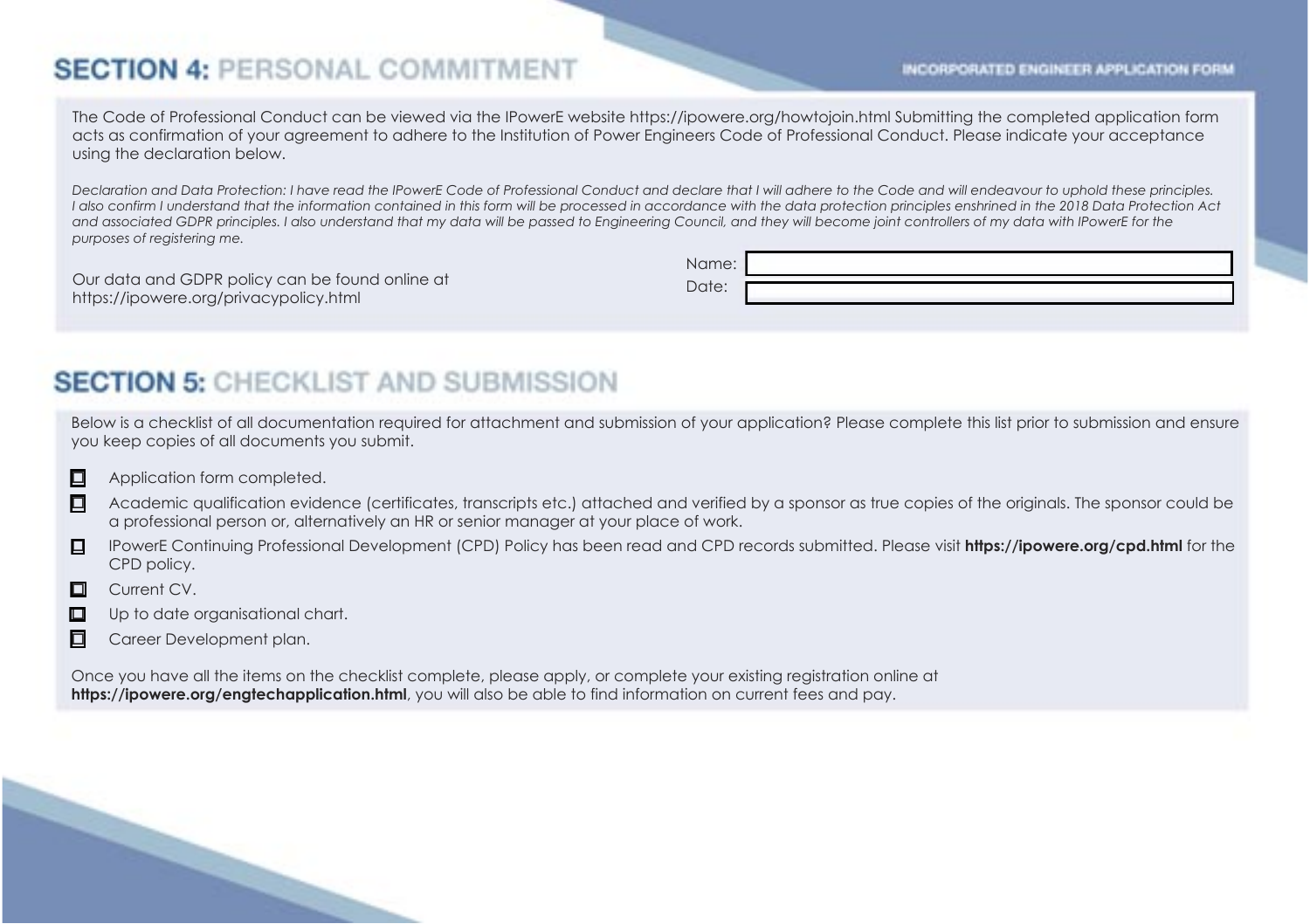## SECTION 4: PERSONAL COMMITMENT

The Code of Professional Conduct can be viewed via the IPowerE website https://ipowere.org/howtojoin.html Submitting the completed application form acts as confirmation of your agreement to adhere to the Institution of Power Engineers Code of Professional Conduct. Please indicate your acceptance using the declaration below.

*Declaration and Data Protection: I have read the IPowerE Code of Professional Conduct and declare that I will adhere to the Code and will endeavour to uphold these principles. I also confirm I understand that the information contained in this form will be processed in accordance with the data protection principles enshrined in the 2018 Data Protection Act and associated GDPR principles. I also understand that my data will be passed to Engineering Council, and they will become joint controllers of my data with IPowerE for the purposes of registering me.*

Our data and GDPR policy can be found online at https://ipowere.org/privacypolicy.html

Name:

Date:

## SECTION 5: CHECKLIST AND SUBMISSION

Below is a checklist of all documentation required for attachment and submission of your application? Please complete this list prior to submission and ensure you keep copies of all documents you submit.

- ☐ Application form completed.
- ☐ Academic qualification evidence (certificates, transcripts etc.) attached and verified by a sponsor as true copies of the originals. The sponsor could be a professional person or, alternatively an HR or senior manager at your place of work.
- ☐ IPowerE Continuing Professional Development (CPD) Policy has been read and CPD records submitted. Please visit **https://ipowere.org/cpd.html** for the CPD policy.
- ☐ Current CV.
- ☐ Up to date organisational chart.
- ☐ Career Development plan.

Once you have all the items on the checklist complete, please apply, or complete your existing registration online at **https://ipowere.org/engtechapplication.html**, you will also be able to find information on current fees and pay.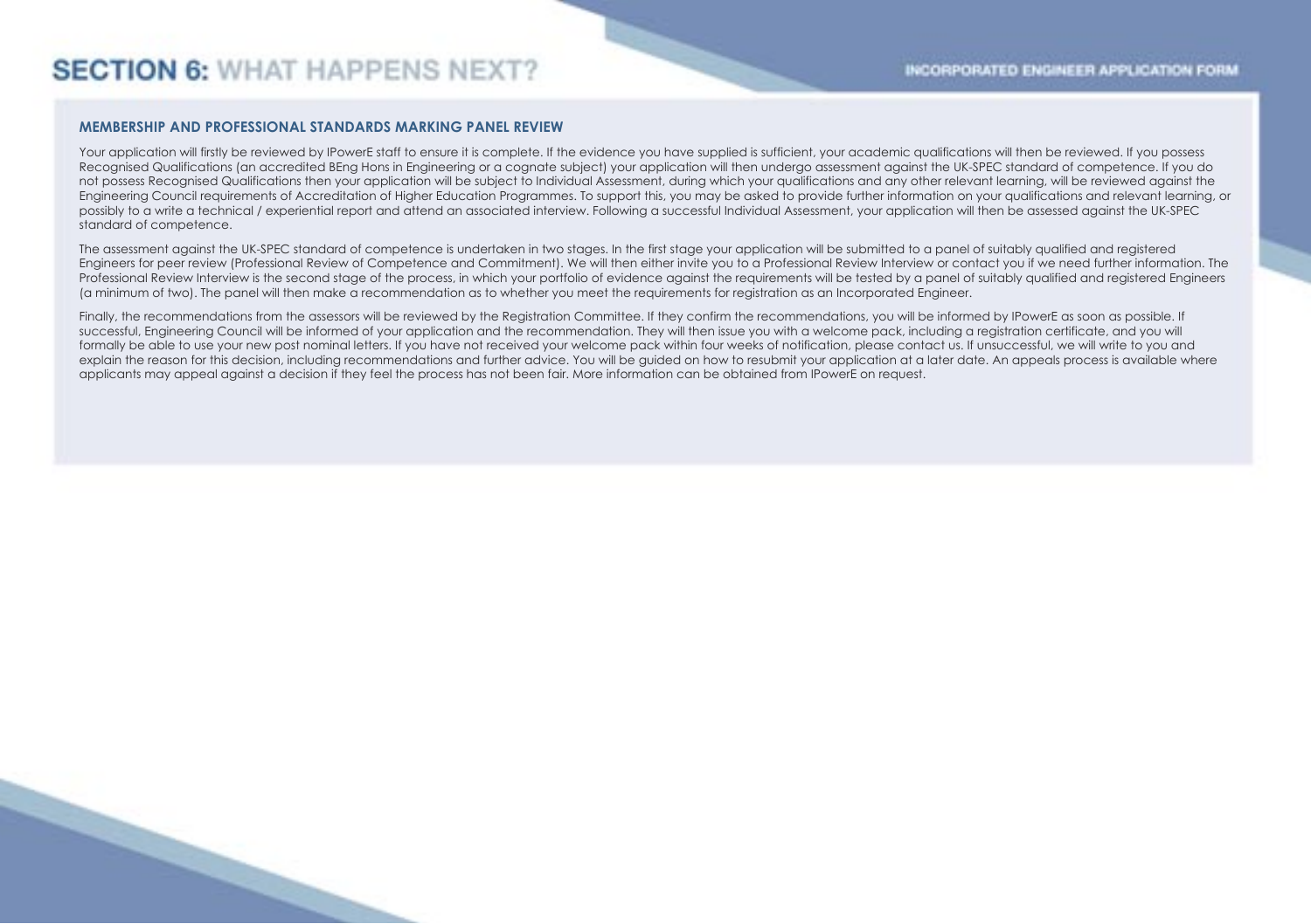# SECTION 6: WHAT HAPPENS NEXT?

### MEMBERSHIP AND PROFESSIONAL STANDARDS MARKING PANEL REVIEW

Your application will firstly be reviewed by IPowerE staff to ensure it is complete. If the evidence you have supplied is sufficient, your academic qualifications will then be reviewed. If you possess Recognised Qualifications (an accredited BEng Hons in Engineering or a cognate subject) your application will then undergo assessment against the UK-SPEC standard of competence. If you do not possess Recognised Qualifications then your application will be subject to Individual Assessment, during which your qualifications and any other relevant learning, will be reviewed against the Engineering Council requirements of Accreditation of Higher Education Programmes. To support this, you may be asked to provide further information on your qualifications and relevant learning, or possibly to a write a technical / experiential report and attend an associated interview. Following a successful Individual Assessment, your application will then be assessed against the UK-SPEC standard of competence.

The assessment against the UK-SPEC standard of competence is undertaken in two stages. In the first stage your application will be submitted to a panel of suitably qualified and registered Engineers for peer review (Professional Review of Competence and Commitment). We will then either invite you to a Professional Review Interview or contact you if we need further information. The Professional Review Interview is the second stage of the process, in which your portfolio of evidence against the requirements will be tested by a panel of suitably qualified and registered Engineers (a minimum of two). The panel will then make a recommendation as to whether you meet the requirements for registration as an Incorporated Engineer.

Finally, the recommendations from the assessors will be reviewed by the Registration Committee. If they confirm the recommendations, you will be informed by IPowerE as soon as possible. If successful, Engineering Council will be informed of your application and the recommendation. They will then issue you with a welcome pack, including a registration certificate, and you will formally be able to use your new post nominal letters. If you have not received your welcome pack within four weeks of notification, please contact us. If unsuccessful, we will write to you and explain the reason for this decision, including recommendations and further advice. You will be guided on how to resubmit your application at a later date. An appeals process is available where applicants may appeal against a decision if they feel the process has not been fair. More information can be obtained from IPowerE on request.